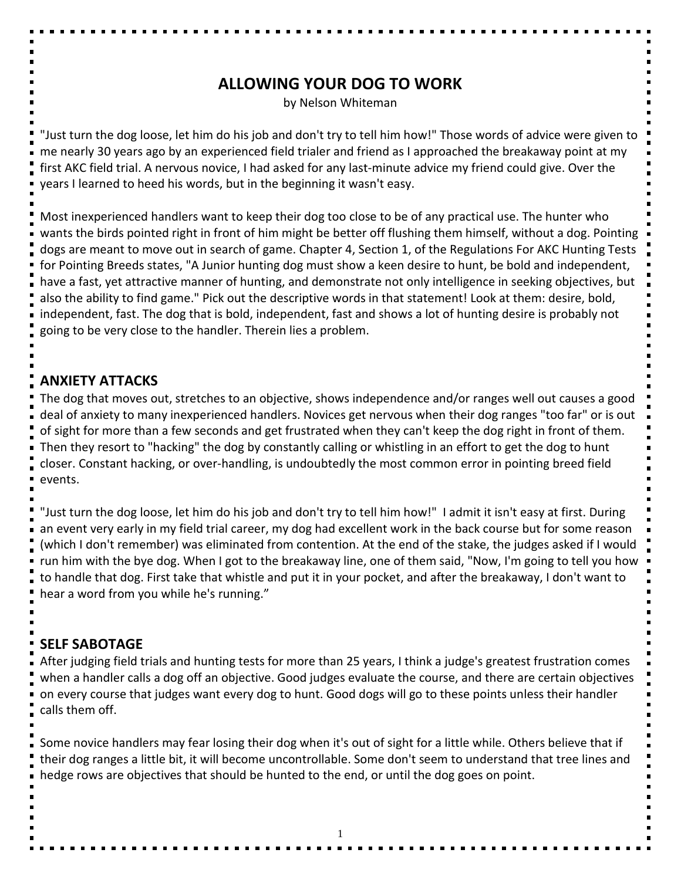# ALLOWING YOUR DOG TO WORK

by Nelson Whiteman

"Just turn the dog loose, let him do his job and don't try to tell him how!" Those words of advice were given to me nearly 30 years ago by an experienced field trialer and friend as I approached the breakaway point at my first AKC field trial. A nervous novice, I had asked for any last-minute advice my friend could give. Over the years I learned to heed his words, but in the beginning it wasn't easy.

Most inexperienced handlers want to keep their dog too close to be of any practical use. The hunter who wants the birds pointed right in front of him might be better off flushing them himself, without a dog. Pointing dogs are meant to move out in search of game. Chapter 4, Section 1, of the Regulations For AKC Hunting Tests for Pointing Breeds states, "A Junior hunting dog must show a keen desire to hunt, be bold and independent, have a fast, yet attractive manner of hunting, and demonstrate not only intelligence in seeking objectives, but also the ability to find game." Pick out the descriptive words in that statement! Look at them: desire, bold, independent, fast. The dog that is bold, independent, fast and shows a lot of hunting desire is probably not going to be very close to the handler. Therein lies a problem.

## ANXIETY ATTACKS

The dog that moves out, stretches to an objective, shows independence and/or ranges well out causes a good deal of anxiety to many inexperienced handlers. Novices get nervous when their dog ranges "too far" or is out of sight for more than a few seconds and get frustrated when they can't keep the dog right in front of them. Then they resort to "hacking" the dog by constantly calling or whistling in an effort to get the dog to hunt closer. Constant hacking, or over-handling, is undoubtedly the most common error in pointing breed field events.

"Just turn the dog loose, let him do his job and don't try to tell him how!" I admit it isn't easy at first. During an event very early in my field trial career, my dog had excellent work in the back course but for some reason (which I don't remember) was eliminated from contention. At the end of the stake, the judges asked if I would run him with the bye dog. When I got to the breakaway line, one of them said, "Now, I'm going to tell you how to handle that dog. First take that whistle and put it in your pocket, and after the breakaway, I don't want to hear a word from you while he's running."

## SELF SABOTAGE

After judging field trials and hunting tests for more than 25 years, I think a judge's greatest frustration comes when a handler calls a dog off an objective. Good judges evaluate the course, and there are certain objectives on every course that judges want every dog to hunt. Good dogs will go to these points unless their handler calls them off.

Some novice handlers may fear losing their dog when it's out of sight for a little while. Others believe that if their dog ranges a little bit, it will become uncontrollable. Some don't seem to understand that tree lines and hedge rows are objectives that should be hunted to the end, or until the dog goes on point.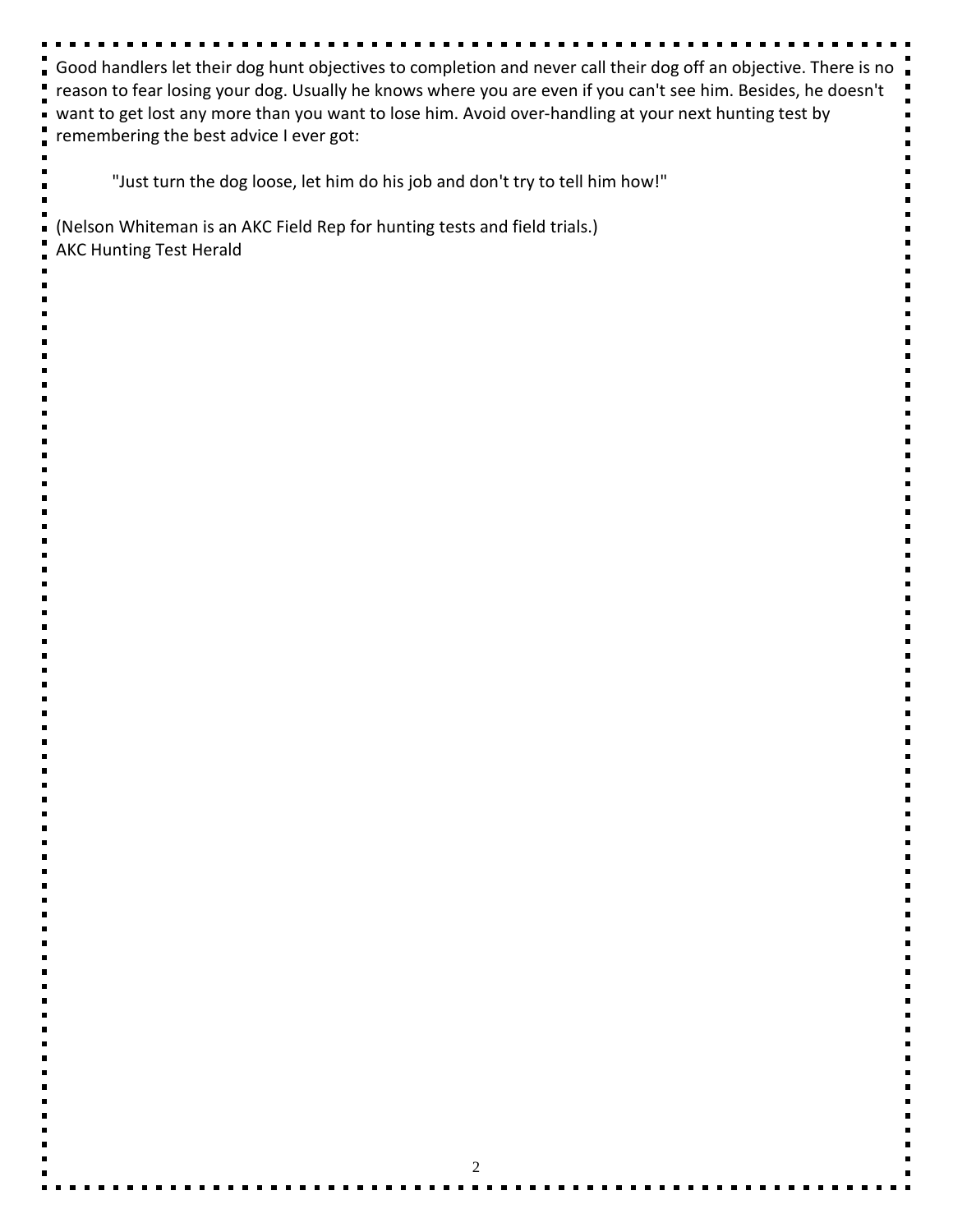Good handlers let their dog hunt objectives to completion and never call their dog off an objective. There is no reason to fear losing your dog. Usually he knows where you are even if you can't see him. Besides, he doesn't want to get lost any more than you want to lose him. Avoid over-handling at your next hunting test by remembering the best advice I ever got:

> "Just turn the dog loose, let him do his job and don't try to tell him how!"

(Nelson Whiteman is an AKC Field Rep for hunting tests and field trials.)
AKC Hunting Test Herald